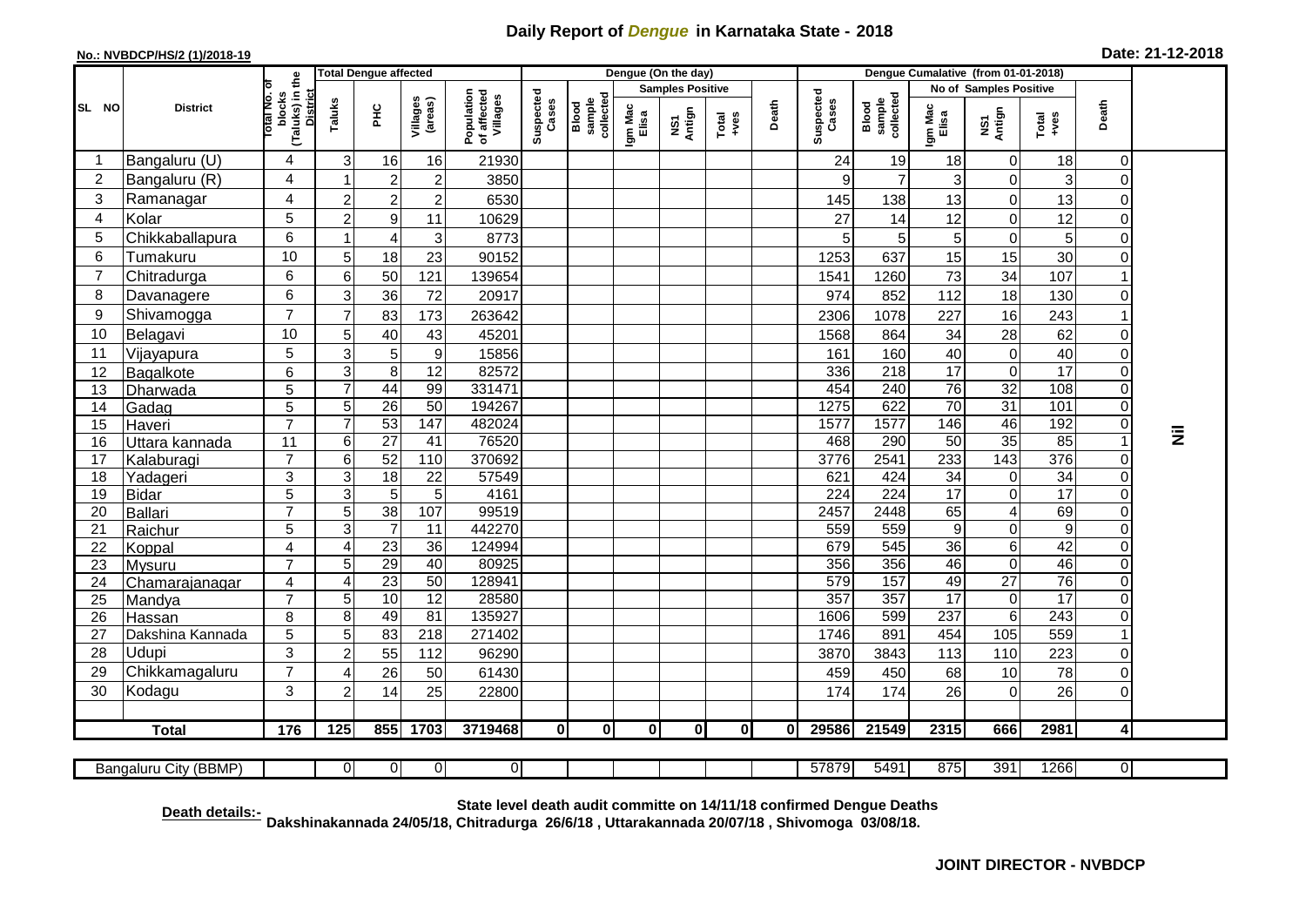# Daily Report of *Dengue* in Karnataka State - 2018

**No.: NVBDCP/HS/2 (1)/2018-19** **Date: 21-12-2018**

| SL NO | District | Total No. of blocks (Taluks) in the District | Total Dengue affected | | | | Dengue (On the day) | | | | | | | Dengue Cumalative (from 01-01-2018) | | | | | | |
|---|---|---|---|---|---|---|---|---|---|---|---|---|---|---|---|---|---|---|---|---|
| | | | Taluks | PHC | Villages (areas) | Population of affected Villages | Suspected Cases | Blood sample collected | Samples Positive | | | Death | Suspected Cases | Blood sample collected | No of Samples Positive | | | Death | |
| | | | | | | | | | Igm Mac Elisa | NS1 Antign | Total +ves | | | | Igm Mac Elisa | NS1 Antign | Total +ves | | |
| 1 | Bangaluru (U) | 4 | 3 | 16 | 16 | 21930 | | | | | | | 24 | 19 | 18 | 0 | 18 | 0 | Nil |
| 2 | Bangaluru (R) | 4 | 1 | 2 | 2 | 3850 | | | | | | | 9 | 7 | 3 | 0 | 3 | 0 | |
| 3 | Ramanagar | 4 | 2 | 2 | 2 | 6530 | | | | | | | 145 | 138 | 13 | 0 | 13 | 0 | |
| 4 | Kolar | 5 | 2 | 9 | 11 | 10629 | | | | | | | 27 | 14 | 12 | 0 | 12 | 0 | |
| 5 | Chikkaballapura | 6 | 1 | 4 | 3 | 8773 | | | | | | | 5 | 5 | 5 | 0 | 5 | 0 | |
| 6 | Tumakuru | 10 | 5 | 18 | 23 | 90152 | | | | | | | 1253 | 637 | 15 | 15 | 30 | 0 | |
| 7 | Chitradurga | 6 | 6 | 50 | 121 | 139654 | | | | | | | 1541 | 1260 | 73 | 34 | 107 | 1 | |
| 8 | Davanagere | 6 | 3 | 36 | 72 | 20917 | | | | | | | 974 | 852 | 112 | 18 | 130 | 0 | |
| 9 | Shivamogga | 7 | 7 | 83 | 173 | 263642 | | | | | | | 2306 | 1078 | 227 | 16 | 243 | 1 | |
| 10 | Belagavi | 10 | 5 | 40 | 43 | 45201 | | | | | | | 1568 | 864 | 34 | 28 | 62 | 0 | |
| 11 | Vijayapura | 5 | 3 | 5 | 9 | 15856 | | | | | | | 161 | 160 | 40 | 0 | 40 | 0 | |
| 12 | Bagalkote | 6 | 3 | 8 | 12 | 82572 | | | | | | | 336 | 218 | 17 | 0 | 17 | 0 | |
| 13 | Dharwada | 5 | 7 | 44 | 99 | 331471 | | | | | | | 454 | 240 | 76 | 32 | 108 | 0 | |
| 14 | Gadag | 5 | 5 | 26 | 50 | 194267 | | | | | | | 1275 | 622 | 70 | 31 | 101 | 0 | |
| 15 | Haveri | 7 | 7 | 53 | 147 | 482024 | | | | | | | 1577 | 1577 | 146 | 46 | 192 | 0 | |
| 16 | Uttara kannada | 11 | 6 | 27 | 41 | 76520 | | | | | | | 468 | 290 | 50 | 35 | 85 | 1 | |
| 17 | Kalaburagi | 7 | 6 | 52 | 110 | 370692 | | | | | | | 3776 | 2541 | 233 | 143 | 376 | 0 | |
| 18 | Yadageri | 3 | 3 | 18 | 22 | 57549 | | | | | | | 621 | 424 | 34 | 0 | 34 | 0 | |
| 19 | Bidar | 5 | 3 | 5 | 5 | 4161 | | | | | | | 224 | 224 | 17 | 0 | 17 | 0 | |
| 20 | Ballari | 7 | 5 | 38 | 107 | 99519 | | | | | | | 2457 | 2448 | 65 | 4 | 69 | 0 | |
| 21 | Raichur | 5 | 3 | 7 | 11 | 442270 | | | | | | | 559 | 559 | 9 | 0 | 9 | 0 | |
| 22 | Koppal | 4 | 4 | 23 | 36 | 124994 | | | | | | | 679 | 545 | 36 | 6 | 42 | 0 | |
| 23 | Mysuru | 7 | 5 | 29 | 40 | 80925 | | | | | | | 356 | 356 | 46 | 0 | 46 | 0 | |
| 24 | Chamarajanagar | 4 | 4 | 23 | 50 | 128941 | | | | | | | 579 | 157 | 49 | 27 | 76 | 0 | |
| 25 | Mandya | 7 | 5 | 10 | 12 | 28580 | | | | | | | 357 | 357 | 17 | 0 | 17 | 0 | |
| 26 | Hassan | 8 | 8 | 49 | 81 | 135927 | | | | | | | 1606 | 599 | 237 | 6 | 243 | 0 | |
| 27 | Dakshina Kannada | 5 | 5 | 83 | 218 | 271402 | | | | | | | 1746 | 891 | 454 | 105 | 559 | 1 | |
| 28 | Udupi | 3 | 2 | 55 | 112 | 96290 | | | | | | | 3870 | 3843 | 113 | 110 | 223 | 0 | |
| 29 | Chikkamagaluru | 7 | 4 | 26 | 50 | 61430 | | | | | | | 459 | 450 | 68 | 10 | 78 | 0 | |
| 30 | Kodagu | 3 | 2 | 14 | 25 | 22800 | | | | | | | 174 | 174 | 26 | 0 | 26 | 0 | |
| | **Total** | **176** | **125** | **855** | **1703** | **3719468** | **0** | **0** | **0** | **0** | **0** | **0** | **29586** | **21549** | **2315** | **666** | **2981** | **4** | |
| | Bangaluru City (BBMP) | | 0 | 0 | 0 | 0 | | | | | | | 57879 | 5491 | 875 | 391 | 1266 | 0 | |

**Death details:-** **State level death audit committe on 14/11/18 confirmed Dengue Deaths Dakshinakannada 24/05/18, Chitradurga 26/6/18 , Uttarakannada 20/07/18 , Shivomoga 03/08/18.**

**JOINT DIRECTOR - NVBDCP**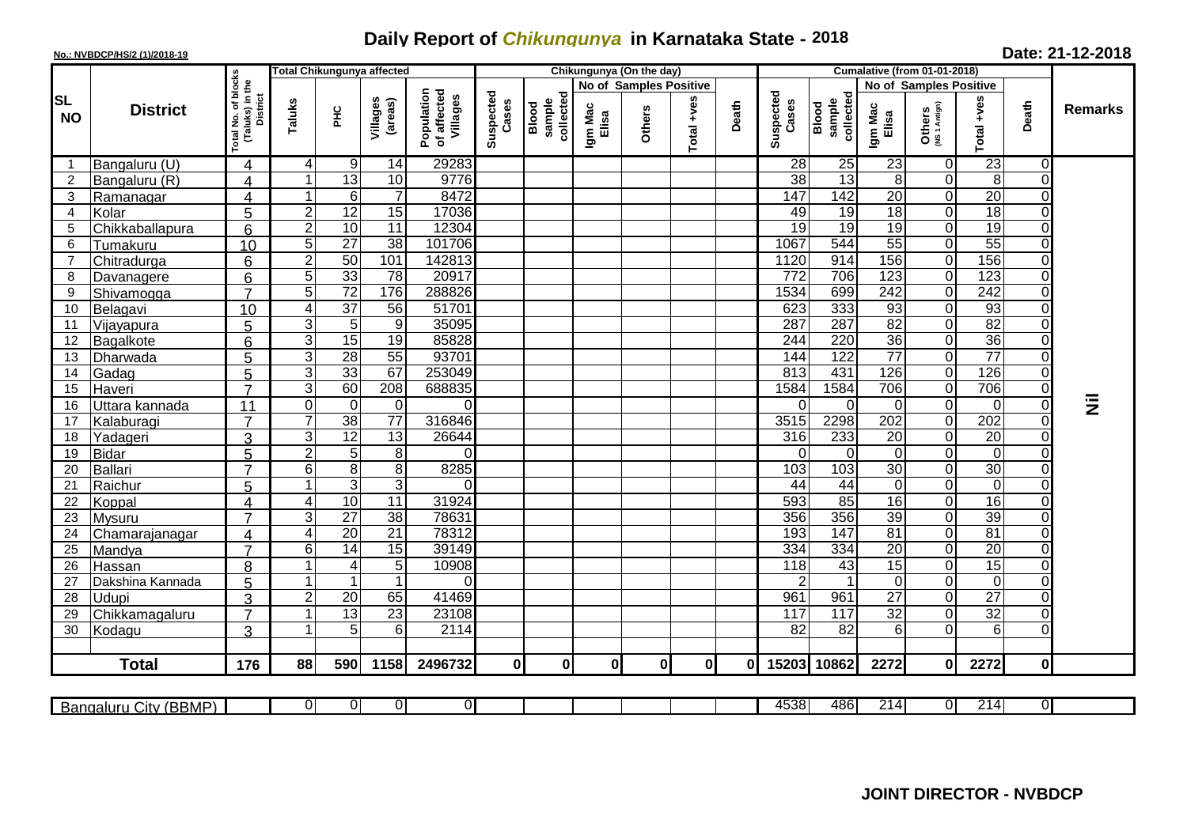# Daily Report of *Chikungunya* in Karnataka State - 2018

**No.: NVBDCP/HS/2 (1)/2018-19**

**Date: 21-12-2018**

| SL NO | District | Total No. of blocks (Taluks) in the District | Total Chikungunya affected | | | | Chikungunya (On the day) | | | | | | | Cumalative (from 01-01-2018) | | | | | | | Remarks |
|---|---|---|---|---|---|---|---|---|---|---|---|---|---|---|---|---|---|---|---|---|---|
| | | | Taluks | PHC | Villages (areas) | Population of affected Villages | Suspected Cases | Blood sample collected | No of Samples Positive | | | Death | Suspected Cases | Blood sample collected | No of Samples Positive | | | Death | |
| | | | | | | | | | Igm Mac Elisa | Others | Total +ves | | | | Igm Mac Elisa | Others (NS 1 Antign) | Total +ves | | |
| 1 | Bangaluru (U) | 4 | 4 | 9 | 14 | 29283 | | | | | | | 28 | 25 | 23 | 0 | 23 | 0 | Nil |
| 2 | Bangaluru (R) | 4 | 1 | 13 | 10 | 9776 | | | | | | | 38 | 13 | 8 | 0 | 8 | 0 | |
| 3 | Ramanagar | 4 | 1 | 6 | 7 | 8472 | | | | | | | 147 | 142 | 20 | 0 | 20 | 0 | |
| 4 | Kolar | 5 | 2 | 12 | 15 | 17036 | | | | | | | 49 | 19 | 18 | 0 | 18 | 0 | |
| 5 | Chikkaballapura | 6 | 2 | 10 | 11 | 12304 | | | | | | | 19 | 19 | 19 | 0 | 19 | 0 | |
| 6 | Tumakuru | 10 | 5 | 27 | 38 | 101706 | | | | | | | 1067 | 544 | 55 | 0 | 55 | 0 | |
| 7 | Chitradurga | 6 | 2 | 50 | 101 | 142813 | | | | | | | 1120 | 914 | 156 | 0 | 156 | 0 | |
| 8 | Davanagere | 6 | 5 | 33 | 78 | 20917 | | | | | | | 772 | 706 | 123 | 0 | 123 | 0 | |
| 9 | Shivamogga | 7 | 5 | 72 | 176 | 288826 | | | | | | | 1534 | 699 | 242 | 0 | 242 | 0 | |
| 10 | Belagavi | 10 | 4 | 37 | 56 | 51701 | | | | | | | 623 | 333 | 93 | 0 | 93 | 0 | |
| 11 | Vijayapura | 5 | 3 | 5 | 9 | 35095 | | | | | | | 287 | 287 | 82 | 0 | 82 | 0 | |
| 12 | Bagalkote | 6 | 3 | 15 | 19 | 85828 | | | | | | | 244 | 220 | 36 | 0 | 36 | 0 | |
| 13 | Dharwada | 5 | 3 | 28 | 55 | 93701 | | | | | | | 144 | 122 | 77 | 0 | 77 | 0 | |
| 14 | Gadag | 5 | 3 | 33 | 67 | 253049 | | | | | | | 813 | 431 | 126 | 0 | 126 | 0 | |
| 15 | Haveri | 7 | 3 | 60 | 208 | 688835 | | | | | | | 1584 | 1584 | 706 | 0 | 706 | 0 | |
| 16 | Uttara kannada | 11 | 0 | 0 | 0 | 0 | | | | | | | 0 | 0 | 0 | 0 | 0 | 0 | |
| 17 | Kalaburagi | 7 | 7 | 38 | 77 | 316846 | | | | | | | 3515 | 2298 | 202 | 0 | 202 | 0 | |
| 18 | Yadageri | 3 | 3 | 12 | 13 | 26644 | | | | | | | 316 | 233 | 20 | 0 | 20 | 0 | |
| 19 | Bidar | 5 | 2 | 5 | 8 | 0 | | | | | | | 0 | 0 | 0 | 0 | 0 | 0 | |
| 20 | Ballari | 7 | 6 | 8 | 8 | 8285 | | | | | | | 103 | 103 | 30 | 0 | 30 | 0 | |
| 21 | Raichur | 5 | 1 | 3 | 3 | 0 | | | | | | | 44 | 44 | 0 | 0 | 0 | 0 | |
| 22 | Koppal | 4 | 4 | 10 | 11 | 31924 | | | | | | | 593 | 85 | 16 | 0 | 16 | 0 | |
| 23 | Mysuru | 7 | 3 | 27 | 38 | 78631 | | | | | | | 356 | 356 | 39 | 0 | 39 | 0 | |
| 24 | Chamarajanagar | 4 | 4 | 20 | 21 | 78312 | | | | | | | 193 | 147 | 81 | 0 | 81 | 0 | |
| 25 | Mandya | 7 | 6 | 14 | 15 | 39149 | | | | | | | 334 | 334 | 20 | 0 | 20 | 0 | |
| 26 | Hassan | 8 | 1 | 4 | 5 | 10908 | | | | | | | 118 | 43 | 15 | 0 | 15 | 0 | |
| 27 | Dakshina Kannada | 5 | 1 | 1 | 1 | 0 | | | | | | | 2 | 1 | 0 | 0 | 0 | 0 | |
| 28 | Udupi | 3 | 2 | 20 | 65 | 41469 | | | | | | | 961 | 961 | 27 | 0 | 27 | 0 | |
| 29 | Chikkamagaluru | 7 | 1 | 13 | 23 | 23108 | | | | | | | 117 | 117 | 32 | 0 | 32 | 0 | |
| 30 | Kodagu | 3 | 1 | 5 | 6 | 2114 | | | | | | | 82 | 82 | 6 | 0 | 6 | 0 | |
| | **Total** | **176** | **88** | **590** | **1158** | **2496732** | **0** | **0** | **0** | **0** | **0** | **0** | **15203** | **10862** | **2272** | **0** | **2272** | **0** | |
| | Bangaluru City (BBMP) | | 0 | 0 | 0 | 0 | | | | | | | 4538 | 486 | 214 | 0 | 214 | 0 | |

**JOINT DIRECTOR - NVBDCP**